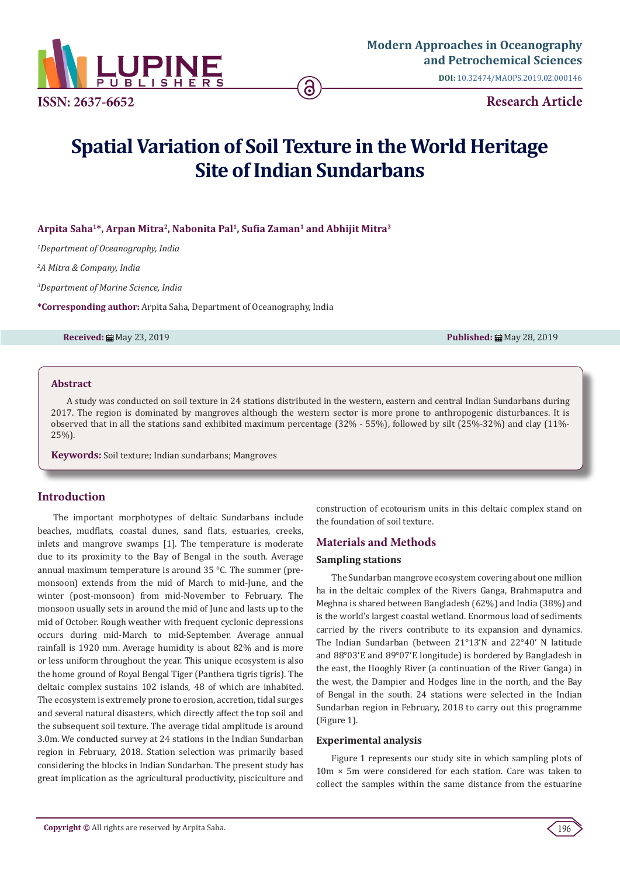ISSN: 2637-6652

DOI: 10.32474/MAOPS.2019.02.000146

Research Article

# Spatial Variation of Soil Texture in the World Heritage Site of Indian Sundarbans

**Arpita Saha[1]*, Arpan Mitra[2], Nabonita Pal[1], Sufia Zaman[1] and Abhijit Mitra[3]**

[1]*Department of Oceanography, India*

[2]*A Mitra & Company, India*

[3]*Department of Marine Science, India*

**\*Corresponding author:** Arpita Saha, Department of Oceanography, India

**Received:** May 23, 2019 **Published:** May 28, 2019

## Abstract

A study was conducted on soil texture in 24 stations distributed in the western, eastern and central Indian Sundarbans during 2017. The region is dominated by mangroves although the western sector is more prone to anthropogenic disturbances. It is observed that in all the stations sand exhibited maximum percentage (32% - 55%), followed by silt (25%-32%) and clay (11%-25%).

**Keywords:** Soil texture; Indian sundarbans; Mangroves

## Introduction

The important morphotypes of deltaic Sundarbans include beaches, mudflats, coastal dunes, sand flats, estuaries, creeks, inlets and mangrove swamps [1]. The temperature is moderate due to its proximity to the Bay of Bengal in the south. Average annual maximum temperature is around 35 °C. The summer (pre-monsoon) extends from the mid of March to mid-June, and the winter (post-monsoon) from mid-November to February. The monsoon usually sets in around the mid of June and lasts up to the mid of October. Rough weather with frequent cyclonic depressions occurs during mid-March to mid-September. Average annual rainfall is 1920 mm. Average humidity is about 82% and is more or less uniform throughout the year. This unique ecosystem is also the home ground of Royal Bengal Tiger (Panthera tigris tigris). The deltaic complex sustains 102 islands, 48 of which are inhabited. The ecosystem is extremely prone to erosion, accretion, tidal surges and several natural disasters, which directly affect the top soil and the subsequent soil texture. The average tidal amplitude is around 3.0m. We conducted survey at 24 stations in the Indian Sundarban region in February, 2018. Station selection was primarily based considering the blocks in Indian Sundarban. The present study has great implication as the agricultural productivity, pisciculture and construction of ecotourism units in this deltaic complex stand on the foundation of soil texture.

## Materials and Methods

### Sampling stations

The Sundarban mangrove ecosystem covering about one million ha in the deltaic complex of the Rivers Ganga, Brahmaputra and Meghna is shared between Bangladesh (62%) and India (38%) and is the world's largest coastal wetland. Enormous load of sediments carried by the rivers contribute to its expansion and dynamics. The Indian Sundarban (between 21°13'N and 22°40' N latitude and 88°03'E and 89°07'E longitude) is bordered by Bangladesh in the east, the Hooghly River (a continuation of the River Ganga) in the west, the Dampier and Hodges line in the north, and the Bay of Bengal in the south. 24 stations were selected in the Indian Sundarban region in February, 2018 to carry out this programme (Figure 1).

### Experimental analysis

Figure 1 represents our study site in which sampling plots of 10m × 5m were considered for each station. Care was taken to collect the samples within the same distance from the estuarine

**Copyright ©** All rights are reserved by Arpita Saha.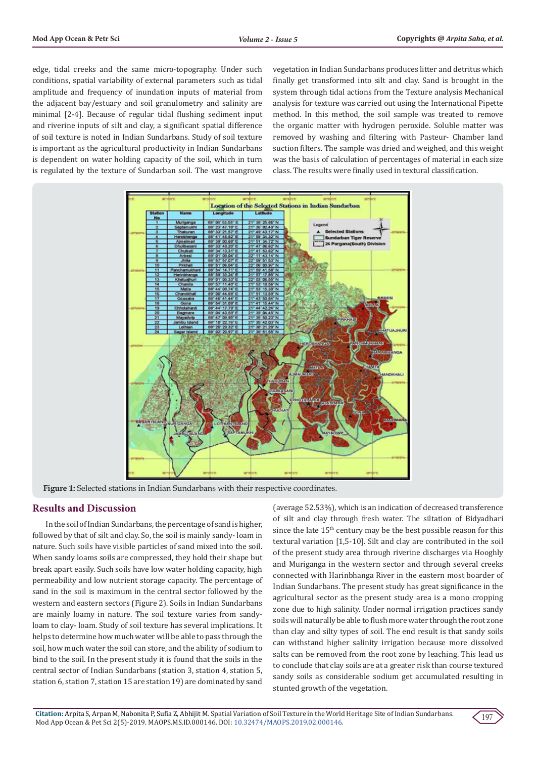edge, tidal creeks and the same micro-topography. Under such conditions, spatial variability of external parameters such as tidal amplitude and frequency of inundation inputs of material from the adjacent bay/estuary and soil granulometry and salinity are minimal [2-4]. Because of regular tidal flushing sediment input and riverine inputs of silt and clay, a significant spatial difference of soil texture is noted in Indian Sundarbans. Study of soil texture is important as the agricultural productivity in Indian Sundarbans is dependent on water holding capacity of the soil, which in turn is regulated by the texture of Sundarban soil. The vast mangrove vegetation in Indian Sundarbans produces litter and detritus which finally get transformed into silt and clay. Sand is brought in the system through tidal actions from the Texture analysis Mechanical analysis for texture was carried out using the International Pipette method. In this method, the soil sample was treated to remove the organic matter with hydrogen peroxide. Soluble matter was removed by washing and filtering with Pasteur- Chamber land suction filters. The sample was dried and weighed, and this weight was the basis of calculation of percentages of material in each size class. The results were finally used in textural classification.

**Figure 1:** Selected stations in Indian Sundarbans with their respective coordinates.

## Results and Discussion

In the soil of Indian Sundarbans, the percentage of sand is higher, followed by that of silt and clay. So, the soil is mainly sandy- loam in nature. Such soils have visible particles of sand mixed into the soil. When sandy loams soils are compressed, they hold their shape but break apart easily. Such soils have low water holding capacity, high permeability and low nutrient storage capacity. The percentage of sand in the soil is maximum in the central sector followed by the western and eastern sectors (Figure 2). Soils in Indian Sundarbans are mainly loamy in nature. The soil texture varies from sandy-loam to clay- loam. Study of soil texture has several implications. It helps to determine how much water will be able to pass through the soil, how much water the soil can store, and the ability of sodium to bind to the soil. In the present study it is found that the soils in the central sector of Indian Sundarbans (station 3, station 4, station 5, station 6, station 7, station 15 are station 19) are dominated by sand (average 52.53%), which is an indication of decreased transference of silt and clay through fresh water. The siltation of Bidyadhari since the late 15th century may be the best possible reason for this textural variation [1,5-10]. Silt and clay are contributed in the soil of the present study area through riverine discharges via Hooghly and Muriganga in the western sector and through several creeks connected with Harinbhanga River in the eastern most boarder of Indian Sundarbans. The present study has great significance in the agricultural sector as the present study area is a mono cropping zone due to high salinity. Under normal irrigation practices sandy soils will naturally be able to flush more water through the root zone than clay and silty types of soil. The end result is that sandy soils can withstand higher salinity irrigation because more dissolved salts can be removed from the root zone by leaching. This lead us to conclude that clay soils are at a greater risk than course textured sandy soils as considerable sodium get accumulated resulting in stunted growth of the vegetation.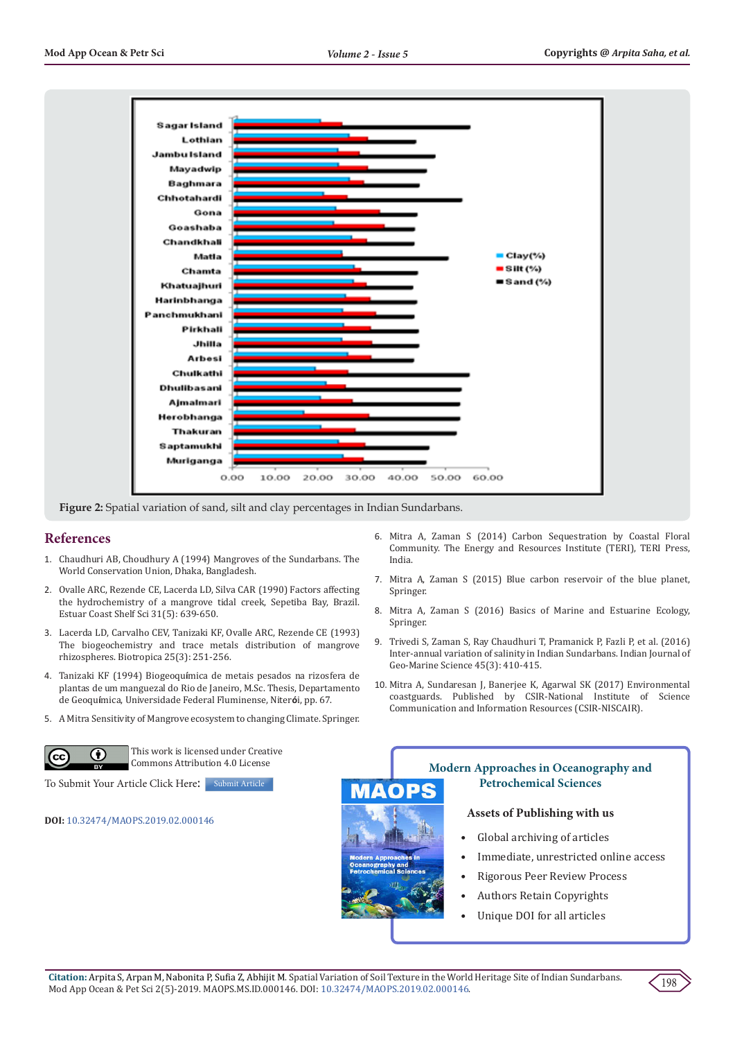Sagar Island
Lothian
Jambu Island
Mayadwip
Baghmara
Chhotahardi
Gona
Goashaba
Chandkhali
Matla
Chamta
Khatuajhuri
Harinbhanga
Panchmukhani
Pirkhali
Jhilla
Arbesi
Chulkathi
Dhulibasani
Ajmalmari
Herobhanga
Thakuran
Saptamukhi
Muriganga

0.00 10.00 20.00 30.00 40.00 50.00 60.00

Clay(%)
Silt (%)
Sand (%)

**Figure 2:** Spatial variation of sand, silt and clay percentages in Indian Sundarbans.

## References

1. Chaudhuri AB, Choudhury A (1994) Mangroves of the Sundarbans. The World Conservation Union, Dhaka, Bangladesh.
2. Ovalle ARC, Rezende CE, Lacerda LD, Silva CAR (1990) Factors affecting the hydrochemistry of a mangrove tidal creek, Sepetiba Bay, Brazil. Estuar Coast Shelf Sci 31(5): 639-650.
3. Lacerda LD, Carvalho CEV, Tanizaki KF, Ovalle ARC, Rezende CE (1993) The biogeochemistry and trace metals distribution of mangrove rhizospheres. Biotropica 25(3): 251-256.
4. Tanizaki KF (1994) Biogeoquímica de metais pesados na rizosfera de plantas de um manguezal do Rio de Janeiro, M.Sc. Thesis, Departamento de Geoquímica, Universidade Federal Fluminense, Niterói, pp. 67.
5. A Mitra Sensitivity of Mangrove ecosystem to changing Climate. Springer.
6. Mitra A, Zaman S (2014) Carbon Sequestration by Coastal Floral Community. The Energy and Resources Institute (TERI), TERI Press, India.
7. Mitra A, Zaman S (2015) Blue carbon reservoir of the blue planet, Springer.
8. Mitra A, Zaman S (2016) Basics of Marine and Estuarine Ecology, Springer.
9. Trivedi S, Zaman S, Ray Chaudhuri T, Pramanick P, Fazli P, et al. (2016) Inter-annual variation of salinity in Indian Sundarbans. Indian Journal of Geo-Marine Science 45(3): 410-415.
10. Mitra A, Sundaresan J, Banerjee K, Agarwal SK (2017) Environmental coastguards. Published by CSIR-National Institute of Science Communication and Information Resources (CSIR-NISCAIR).

This work is licensed under Creative Commons Attribution 4.0 License

To Submit Your Article Click Here: Submit Article

**DOI:** 10.32474/MAOPS.2019.02.000146

**Modern Approaches in Oceanography and Petrochemical Sciences**

MAOPS

**Assets of Publishing with us**

- Global archiving of articles
- Immediate, unrestricted online access
- Rigorous Peer Review Process
- Authors Retain Copyrights
- Unique DOI for all articles

**Citation:** Arpita S, Arpan M, Nabonita P, Sufia Z, Abhijit M. Spatial Variation of Soil Texture in the World Heritage Site of Indian Sundarbans. Mod App Ocean & Pet Sci 2(5)-2019. MAOPS.MS.ID.000146. DOI: 10.32474/MAOPS.2019.02.000146.